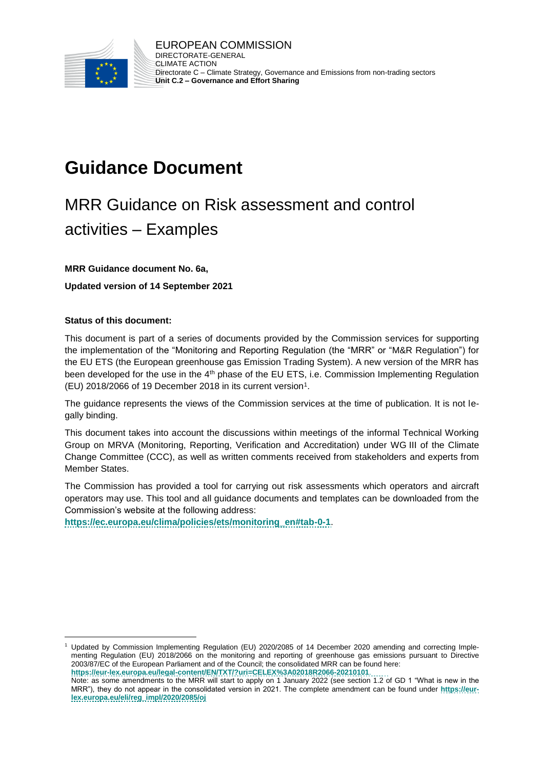EUROPEAN COMMISSION
DIRECTORATE-GENERAL
CLIMATE ACTION
Directorate C – Climate Strategy, Governance and Emissions from non-trading sectors
**Unit C.2 – Governance and Effort Sharing**

# Guidance Document

## MRR Guidance on Risk assessment and control activities – Examples

**MRR Guidance document No. 6a,**

**Updated version of 14 September 2021**

**Status of this document:**

This document is part of a series of documents provided by the Commission services for supporting the implementation of the "Monitoring and Reporting Regulation (the "MRR" or "M&R Regulation") for the EU ETS (the European greenhouse gas Emission Trading System). A new version of the MRR has been developed for the use in the 4th phase of the EU ETS, i.e. Commission Implementing Regulation (EU) 2018/2066 of 19 December 2018 in its current version[1].

The guidance represents the views of the Commission services at the time of publication. It is not legally binding.

This document takes into account the discussions within meetings of the informal Technical Working Group on MRVA (Monitoring, Reporting, Verification and Accreditation) under WG III of the Climate Change Committee (CCC), as well as written comments received from stakeholders and experts from Member States.

The Commission has provided a tool for carrying out risk assessments which operators and aircraft operators may use. This tool and all guidance documents and templates can be downloaded from the Commission's website at the following address:
**https://ec.europa.eu/clima/policies/ets/monitoring_en#tab-0-1**.

---

[1] Updated by Commission Implementing Regulation (EU) 2020/2085 of 14 December 2020 amending and correcting Implementing Regulation (EU) 2018/2066 on the monitoring and reporting of greenhouse gas emissions pursuant to Directive 2003/87/EC of the European Parliament and of the Council; the consolidated MRR can be found here: **https://eur-lex.europa.eu/legal-content/EN/TXT/?uri=CELEX%3A02018R2066-20210101**.
Note: as some amendments to the MRR will start to apply on 1 January 2022 (see section 1.2 of GD 1 "What is new in the MRR"), they do not appear in the consolidated version in 2021. The complete amendment can be found under **https://eur-lex.europa.eu/eli/reg_impl/2020/2085/oj**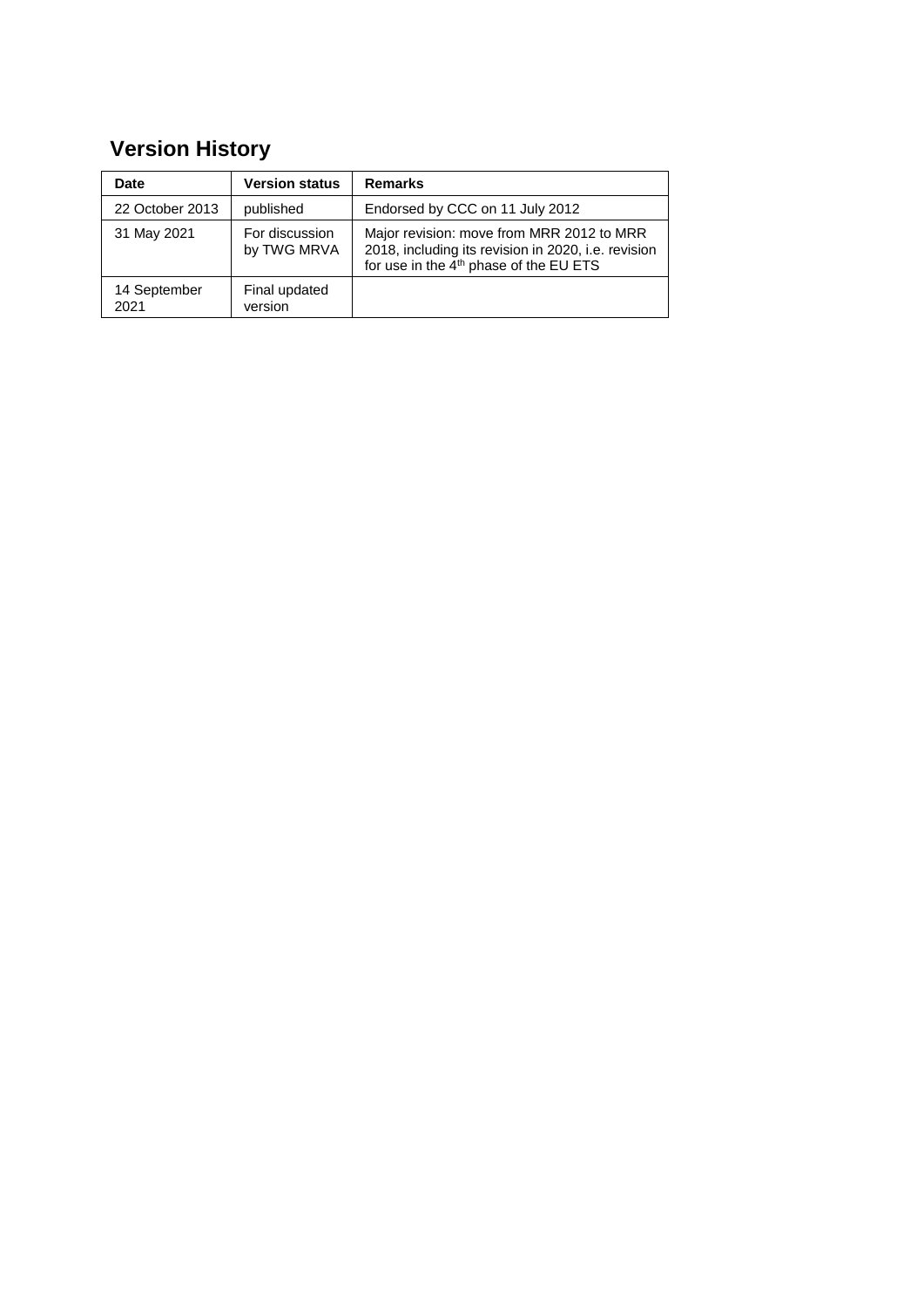## Version History

| Date | Version status | Remarks |
|---|---|---|
| 22 October 2013 | published | Endorsed by CCC on 11 July 2012 |
| 31 May 2021 | For discussion by TWG MRVA | Major revision: move from MRR 2012 to MRR 2018, including its revision in 2020, i.e. revision for use in the 4th phase of the EU ETS |
| 14 September 2021 | Final updated version | |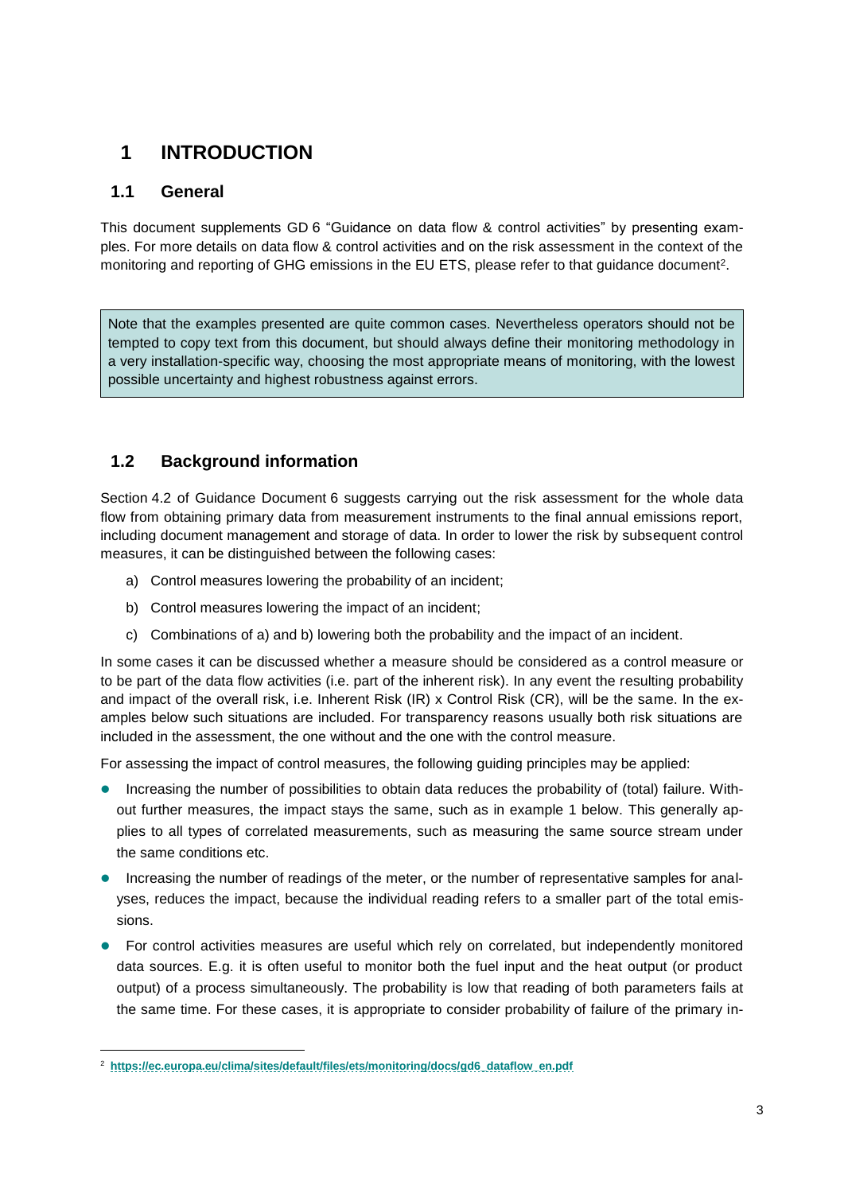# 1 INTRODUCTION

## 1.1 General

This document supplements GD 6 "Guidance on data flow & control activities" by presenting examples. For more details on data flow & control activities and on the risk assessment in the context of the monitoring and reporting of GHG emissions in the EU ETS, please refer to that guidance document[2].

> Note that the examples presented are quite common cases. Nevertheless operators should not be tempted to copy text from this document, but should always define their monitoring methodology in a very installation-specific way, choosing the most appropriate means of monitoring, with the lowest possible uncertainty and highest robustness against errors.

## 1.2 Background information

Section 4.2 of Guidance Document 6 suggests carrying out the risk assessment for the whole data flow from obtaining primary data from measurement instruments to the final annual emissions report, including document management and storage of data. In order to lower the risk by subsequent control measures, it can be distinguished between the following cases:

a) Control measures lowering the probability of an incident;

b) Control measures lowering the impact of an incident;

c) Combinations of a) and b) lowering both the probability and the impact of an incident.

In some cases it can be discussed whether a measure should be considered as a control measure or to be part of the data flow activities (i.e. part of the inherent risk). In any event the resulting probability and impact of the overall risk, i.e. Inherent Risk (IR) x Control Risk (CR), will be the same. In the examples below such situations are included. For transparency reasons usually both risk situations are included in the assessment, the one without and the one with the control measure.

For assessing the impact of control measures, the following guiding principles may be applied:

- Increasing the number of possibilities to obtain data reduces the probability of (total) failure. Without further measures, the impact stays the same, such as in example 1 below. This generally applies to all types of correlated measurements, such as measuring the same source stream under the same conditions etc.
- Increasing the number of readings of the meter, or the number of representative samples for analyses, reduces the impact, because the individual reading refers to a smaller part of the total emissions.
- For control activities measures are useful which rely on correlated, but independently monitored data sources. E.g. it is often useful to monitor both the fuel input and the heat output (or product output) of a process simultaneously. The probability is low that reading of both parameters fails at the same time. For these cases, it is appropriate to consider probability of failure of the primary in-

[2] https://ec.europa.eu/clima/sites/default/files/ets/monitoring/docs/gd6_dataflow_en.pdf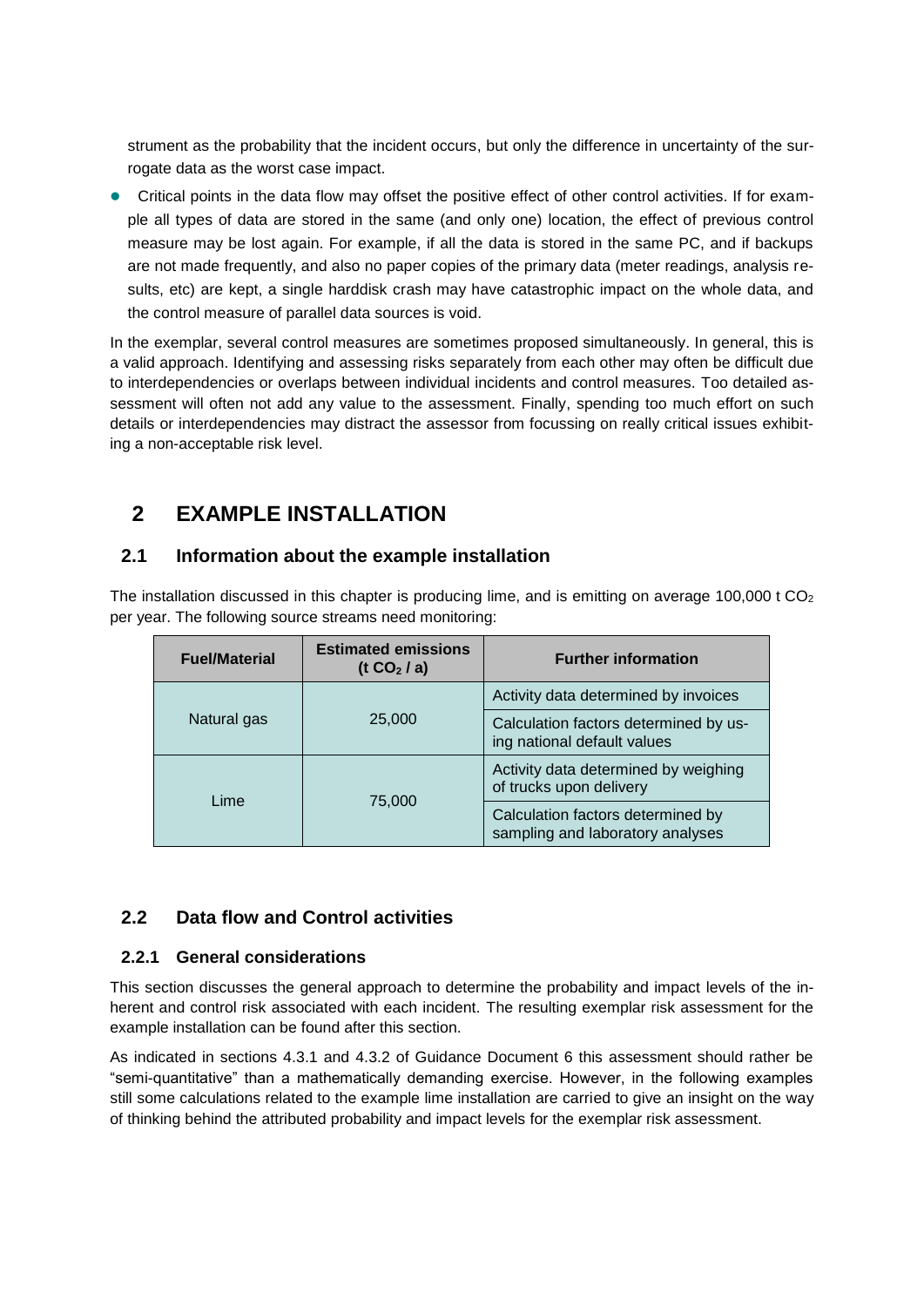strument as the probability that the incident occurs, but only the difference in uncertainty of the surrogate data as the worst case impact.

- Critical points in the data flow may offset the positive effect of other control activities. If for example all types of data are stored in the same (and only one) location, the effect of previous control measure may be lost again. For example, if all the data is stored in the same PC, and if backups are not made frequently, and also no paper copies of the primary data (meter readings, analysis results, etc) are kept, a single harddisk crash may have catastrophic impact on the whole data, and the control measure of parallel data sources is void.

In the exemplar, several control measures are sometimes proposed simultaneously. In general, this is a valid approach. Identifying and assessing risks separately from each other may often be difficult due to interdependencies or overlaps between individual incidents and control measures. Too detailed assessment will often not add any value to the assessment. Finally, spending too much effort on such details or interdependencies may distract the assessor from focussing on really critical issues exhibiting a non-acceptable risk level.

# 2 EXAMPLE INSTALLATION

## 2.1 Information about the example installation

The installation discussed in this chapter is producing lime, and is emitting on average 100,000 t $CO_2$ per year. The following source streams need monitoring:

| Fuel/Material | Estimated emissions (t $CO_2$ / a) | Further information |
|---|---|---|
| Natural gas | 25,000 | Activity data determined by invoices |
| | | Calculation factors determined by using national default values |
| Lime | 75,000 | Activity data determined by weighing of trucks upon delivery |
| | | Calculation factors determined by sampling and laboratory analyses |

## 2.2 Data flow and Control activities

### 2.2.1 General considerations

This section discusses the general approach to determine the probability and impact levels of the inherent and control risk associated with each incident. The resulting exemplar risk assessment for the example installation can be found after this section.

As indicated in sections 4.3.1 and 4.3.2 of Guidance Document 6 this assessment should rather be "semi-quantitative" than a mathematically demanding exercise. However, in the following examples still some calculations related to the example lime installation are carried to give an insight on the way of thinking behind the attributed probability and impact levels for the exemplar risk assessment.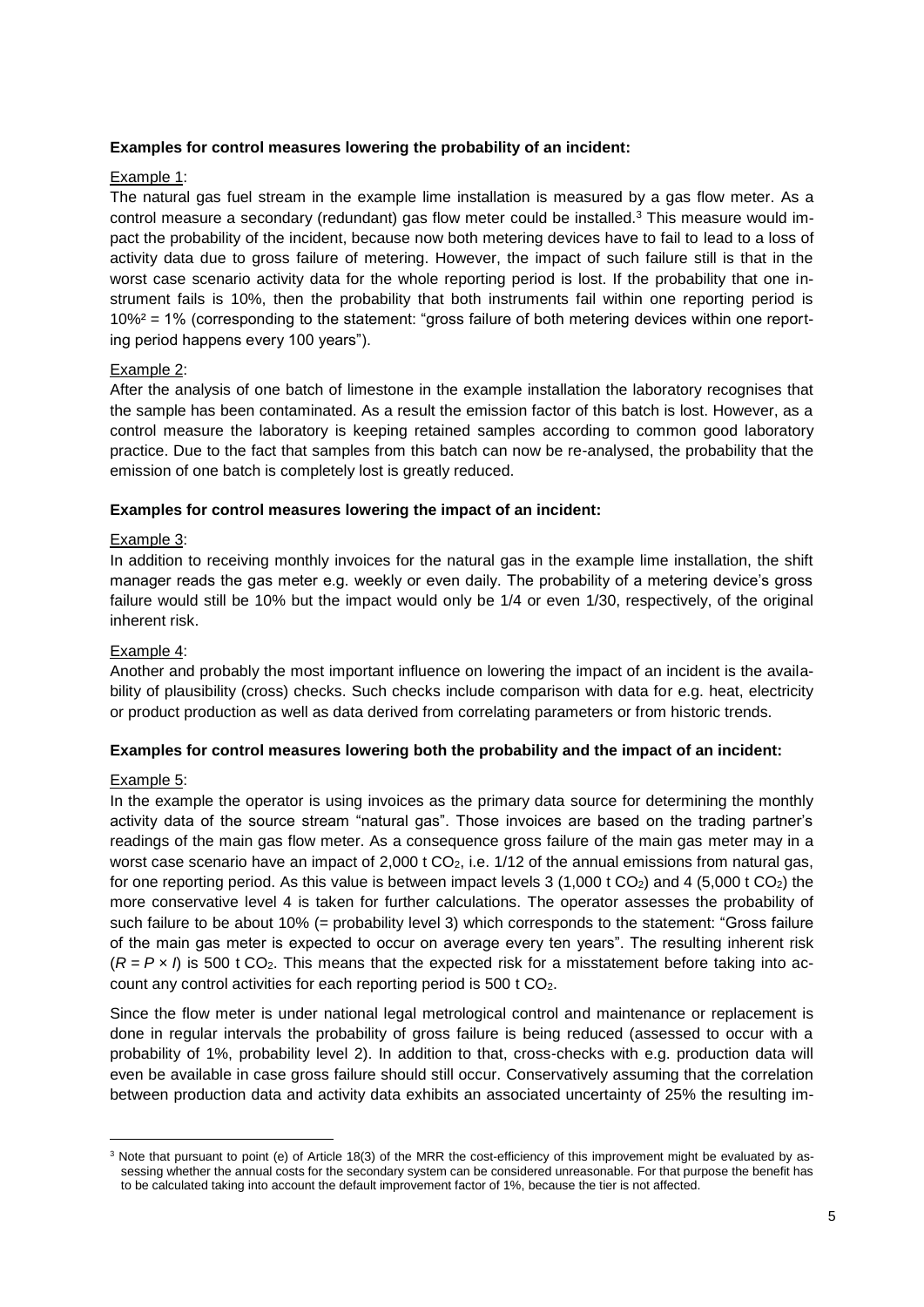**Examples for control measures lowering the probability of an incident:**

Example 1:

The natural gas fuel stream in the example lime installation is measured by a gas flow meter. As a control measure a secondary (redundant) gas flow meter could be installed.[3] This measure would impact the probability of the incident, because now both metering devices have to fail to lead to a loss of activity data due to gross failure of metering. However, the impact of such failure still is that in the worst case scenario activity data for the whole reporting period is lost. If the probability that one instrument fails is 10%, then the probability that both instruments fail within one reporting period is $10\%^2 = 1\%$ (corresponding to the statement: "gross failure of both metering devices within one reporting period happens every 100 years").

Example 2:

After the analysis of one batch of limestone in the example installation the laboratory recognises that the sample has been contaminated. As a result the emission factor of this batch is lost. However, as a control measure the laboratory is keeping retained samples according to common good laboratory practice. Due to the fact that samples from this batch can now be re-analysed, the probability that the emission of one batch is completely lost is greatly reduced.

**Examples for control measures lowering the impact of an incident:**

Example 3:

In addition to receiving monthly invoices for the natural gas in the example lime installation, the shift manager reads the gas meter e.g. weekly or even daily. The probability of a metering device's gross failure would still be 10% but the impact would only be 1/4 or even 1/30, respectively, of the original inherent risk.

Example 4:

Another and probably the most important influence on lowering the impact of an incident is the availability of plausibility (cross) checks. Such checks include comparison with data for e.g. heat, electricity or product production as well as data derived from correlating parameters or from historic trends.

**Examples for control measures lowering both the probability and the impact of an incident:**

Example 5:

In the example the operator is using invoices as the primary data source for determining the monthly activity data of the source stream "natural gas". Those invoices are based on the trading partner's readings of the main gas flow meter. As a consequence gross failure of the main gas meter may in a worst case scenario have an impact of 2,000 t $CO_2$, i.e. 1/12 of the annual emissions from natural gas, for one reporting period. As this value is between impact levels 3 (1,000 t $CO_2$) and 4 (5,000 t $CO_2$) the more conservative level 4 is taken for further calculations. The operator assesses the probability of such failure to be about 10% (= probability level 3) which corresponds to the statement: "Gross failure of the main gas meter is expected to occur on average every ten years". The resulting inherent risk ($R = P \times I$) is 500 t $CO_2$. This means that the expected risk for a misstatement before taking into account any control activities for each reporting period is 500 t $CO_2$.

Since the flow meter is under national legal metrological control and maintenance or replacement is done in regular intervals the probability of gross failure is being reduced (assessed to occur with a probability of 1%, probability level 2). In addition to that, cross-checks with e.g. production data will even be available in case gross failure should still occur. Conservatively assuming that the correlation between production data and activity data exhibits an associated uncertainty of 25% the resulting im-

[3] Note that pursuant to point (e) of Article 18(3) of the MRR the cost-efficiency of this improvement might be evaluated by assessing whether the annual costs for the secondary system can be considered unreasonable. For that purpose the benefit has to be calculated taking into account the default improvement factor of 1%, because the tier is not affected.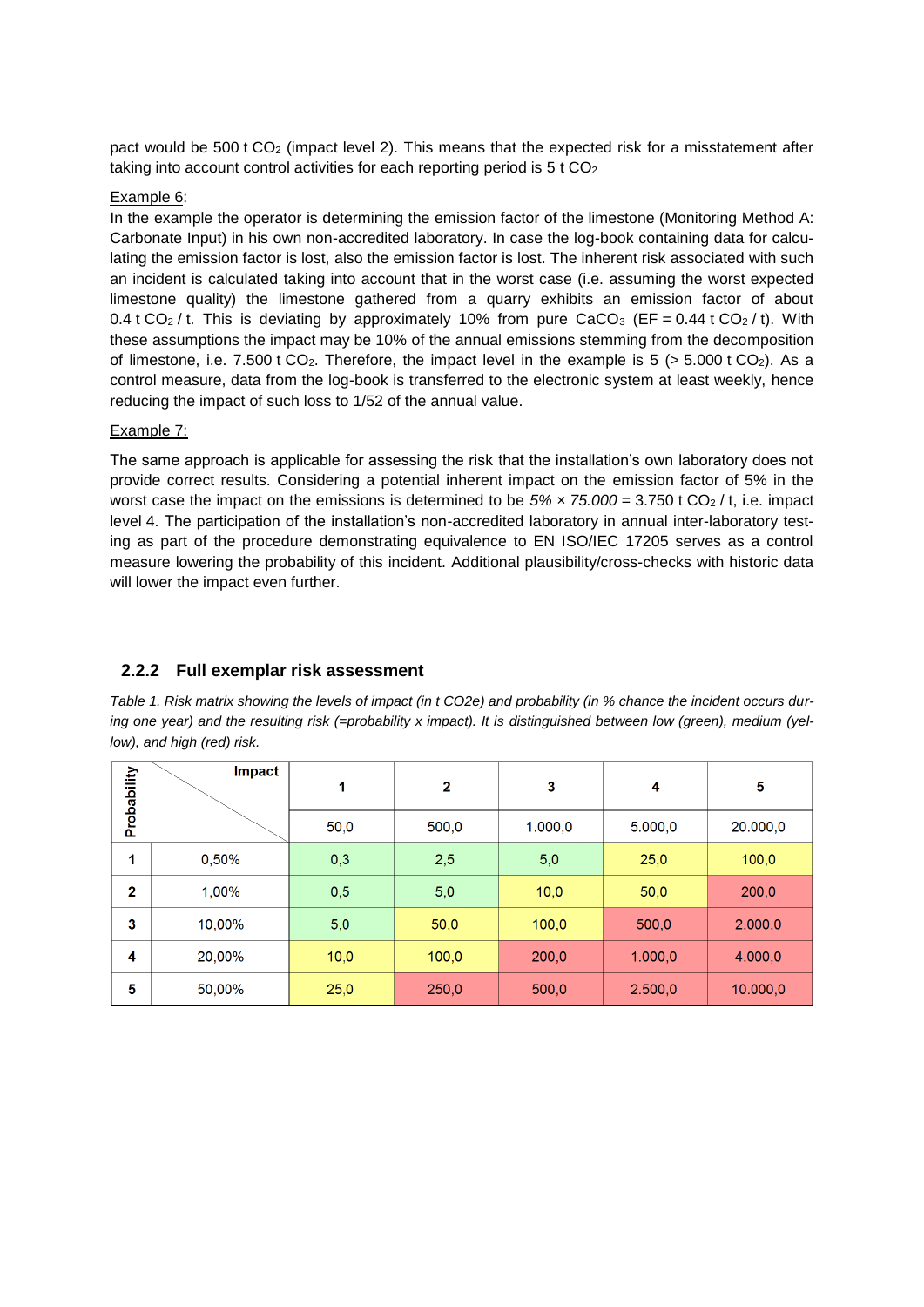pact would be 500 t $CO_2$ (impact level 2). This means that the expected risk for a misstatement after taking into account control activities for each reporting period is 5 t $CO_2$

Example 6:

In the example the operator is determining the emission factor of the limestone (Monitoring Method A: Carbonate Input) in his own non-accredited laboratory. In case the log-book containing data for calculating the emission factor is lost, also the emission factor is lost. The inherent risk associated with such an incident is calculated taking into account that in the worst case (i.e. assuming the worst expected limestone quality) the limestone gathered from a quarry exhibits an emission factor of about 0.4 t $CO_2$ / t. This is deviating by approximately 10% from pure $CaCO_3$ (EF = 0.44 t $CO_2$ / t). With these assumptions the impact may be 10% of the annual emissions stemming from the decomposition of limestone, i.e. 7.500 t $CO_2$. Therefore, the impact level in the example is 5 (> 5.000 t $CO_2$). As a control measure, data from the log-book is transferred to the electronic system at least weekly, hence reducing the impact of such loss to 1/52 of the annual value.

Example 7:

The same approach is applicable for assessing the risk that the installation's own laboratory does not provide correct results. Considering a potential inherent impact on the emission factor of 5% in the worst case the impact on the emissions is determined to be *5% × 75.000* = 3.750 t $CO_2$ / t, i.e. impact level 4. The participation of the installation's non-accredited laboratory in annual inter-laboratory testing as part of the procedure demonstrating equivalence to EN ISO/IEC 17205 serves as a control measure lowering the probability of this incident. Additional plausibility/cross-checks with historic data will lower the impact even further.

### 2.2.2 Full exemplar risk assessment

*Table 1. Risk matrix showing the levels of impact (in t CO2e) and probability (in % chance the incident occurs during one year) and the resulting risk (=probability x impact). It is distinguished between low (green), medium (yellow), and high (red) risk.*

| Probability | Impact | 1 | 2 | 3 | 4 | 5 |
|---|---|---|---|---|---|---|
| | | 50,0 | 500,0 | 1.000,0 | 5.000,0 | 20.000,0 |
| 1 | 0,50% | 0,3 | 2,5 | 5,0 | 25,0 | 100,0 |
| 2 | 1,00% | 0,5 | 5,0 | 10,0 | 50,0 | 200,0 |
| 3 | 10,00% | 5,0 | 50,0 | 100,0 | 500,0 | 2.000,0 |
| 4 | 20,00% | 10,0 | 100,0 | 200,0 | 1.000,0 | 4.000,0 |
| 5 | 50,00% | 25,0 | 250,0 | 500,0 | 2.500,0 | 10.000,0 |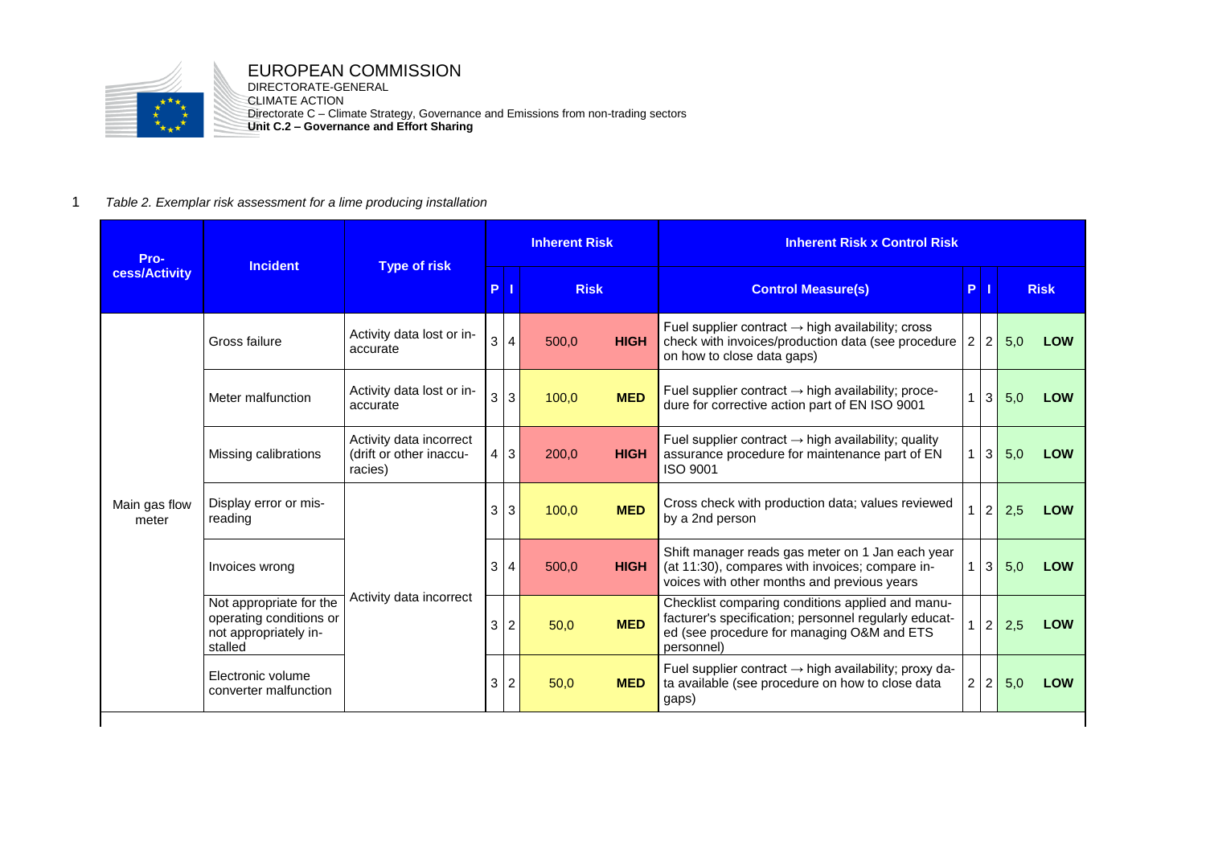EUROPEAN COMMISSION
DIRECTORATE-GENERAL
CLIMATE ACTION
Directorate C – Climate Strategy, Governance and Emissions from non-trading sectors
**Unit C.2 – Governance and Effort Sharing**

*Table 2. Exemplar risk assessment for a lime producing installation*

| Process/Activity | Incident | Type of risk | Inherent Risk | | | | Inherent Risk x Control Risk | | | | |
|---|---|---|---|---|---|---|---|---|---|---|---|
| | | | P | I | Risk | | Control Measure(s) | P | I | Risk | |
| Main gas flow meter | Gross failure | Activity data lost or inaccurate | 3 | 4 | 500,0 | HIGH | Fuel supplier contract → high availability; cross check with invoices/production data (see procedure on how to close data gaps) | 2 | 2 | 5,0 | LOW |
| | Meter malfunction | Activity data lost or inaccurate | 3 | 3 | 100,0 | MED | Fuel supplier contract → high availability; procedure for corrective action part of EN ISO 9001 | 1 | 3 | 5,0 | LOW |
| | Missing calibrations | Activity data incorrect (drift or other inaccuracies) | 4 | 3 | 200,0 | HIGH | Fuel supplier contract → high availability; quality assurance procedure for maintenance part of EN ISO 9001 | 1 | 3 | 5,0 | LOW |
| | Display error or misreading | Activity data incorrect | 3 | 3 | 100,0 | MED | Cross check with production data; values reviewed by a 2nd person | 1 | 2 | 2,5 | LOW |
| | Invoices wrong | Activity data incorrect | 3 | 4 | 500,0 | HIGH | Shift manager reads gas meter on 1 Jan each year (at 11:30), compares with invoices; compare invoices with other months and previous years | 1 | 3 | 5,0 | LOW |
| | Not appropriate for the operating conditions or not appropriately installed | Activity data incorrect | 3 | 2 | 50,0 | MED | Checklist comparing conditions applied and manufacturer's specification; personnel regularly educated (see procedure for managing O&M and ETS personnel) | 1 | 2 | 2,5 | LOW |
| | Electronic volume converter malfunction | Activity data incorrect | 3 | 2 | 50,0 | MED | Fuel supplier contract → high availability; proxy data available (see procedure on how to close data gaps) | 2 | 2 | 5,0 | LOW |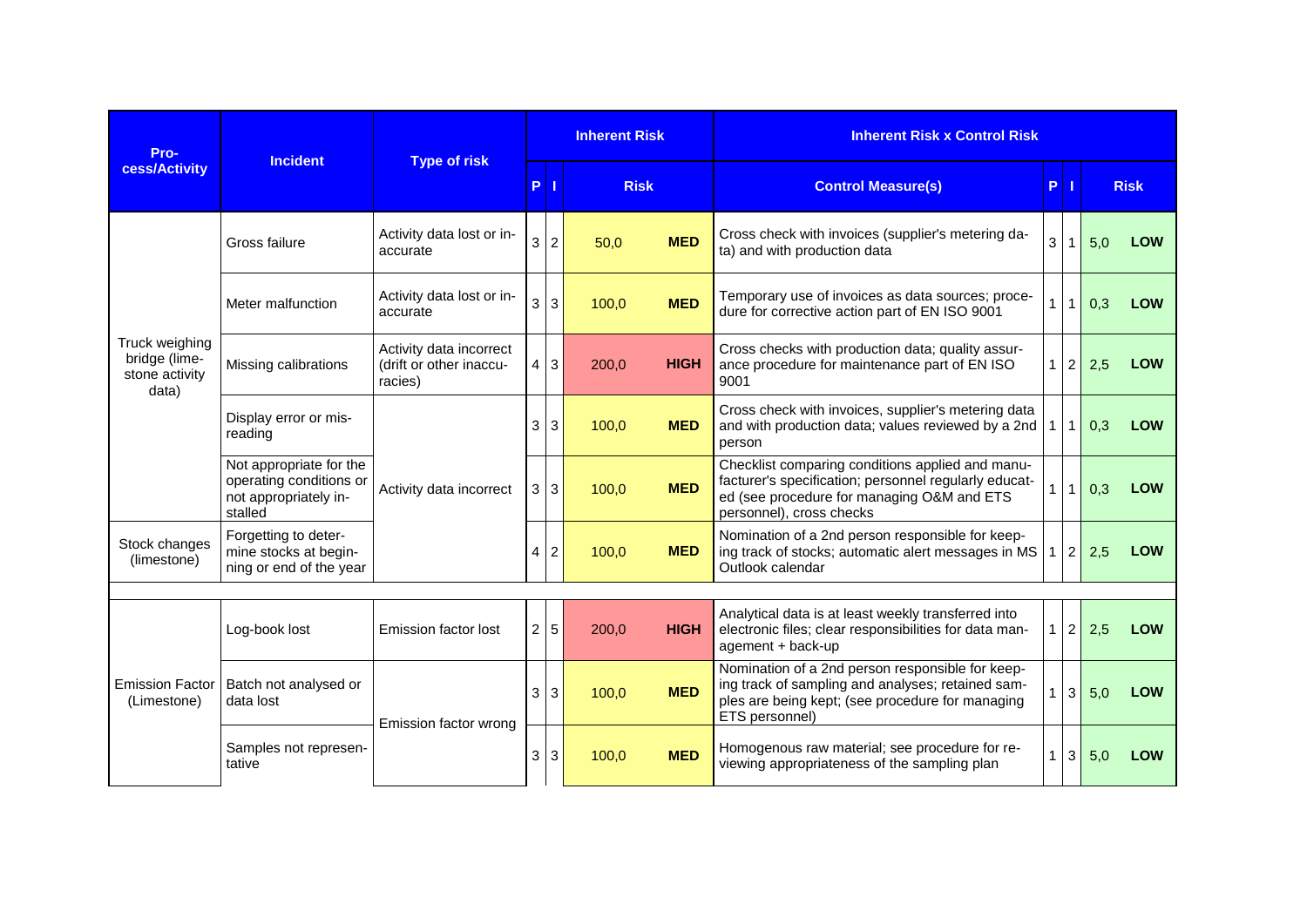| Process/Activity | Incident | Type of risk | Inherent Risk | | | | Inherent Risk x Control Risk | | | | |
|---|---|---|---|---|---|---|---|---|---|---|---|
| | | | P | I | Risk | | Control Measure(s) | P | I | Risk | |
| Truck weighing bridge (limestone activity data) | Gross failure | Activity data lost or inaccurate | 3 | 2 | 50,0 | MED | Cross check with invoices (supplier's metering data) and with production data | 3 | 1 | 5,0 | LOW |
| | Meter malfunction | Activity data lost or inaccurate | 3 | 3 | 100,0 | MED | Temporary use of invoices as data sources; procedure for corrective action part of EN ISO 9001 | 1 | 1 | 0,3 | LOW |
| | Missing calibrations | Activity data incorrect (drift or other inaccuracies) | 4 | 3 | 200,0 | HIGH | Cross checks with production data; quality assurance procedure for maintenance part of EN ISO 9001 | 1 | 2 | 2,5 | LOW |
| | Display error or misreading | Activity data incorrect | 3 | 3 | 100,0 | MED | Cross check with invoices, supplier's metering data and with production data; values reviewed by a 2nd person | 1 | 1 | 0,3 | LOW |
| | Not appropriate for the operating conditions or not appropriately installed | | 3 | 3 | 100,0 | MED | Checklist comparing conditions applied and manufacturer's specification; personnel regularly educated (see procedure for managing O&M and ETS personnel), cross checks | 1 | 1 | 0,3 | LOW |
| Stock changes (limestone) | Forgetting to determine stocks at beginning or end of the year | | 4 | 2 | 100,0 | MED | Nomination of a 2nd person responsible for keeping track of stocks; automatic alert messages in MS Outlook calendar | 1 | 2 | 2,5 | LOW |
| | | | | | | | | | | | |
| Emission Factor (Limestone) | Log-book lost | Emission factor lost | 2 | 5 | 200,0 | HIGH | Analytical data is at least weekly transferred into electronic files; clear responsibilities for data management + back-up | 1 | 2 | 2,5 | LOW |
| | Batch not analysed or data lost | Emission factor wrong | 3 | 3 | 100,0 | MED | Nomination of a 2nd person responsible for keeping track of sampling and analyses; retained samples are being kept; (see procedure for managing ETS personnel) | 1 | 3 | 5,0 | LOW |
| | Samples not representative | | 3 | 3 | 100,0 | MED | Homogenous raw material; see procedure for reviewing appropriateness of the sampling plan | 1 | 3 | 5,0 | LOW |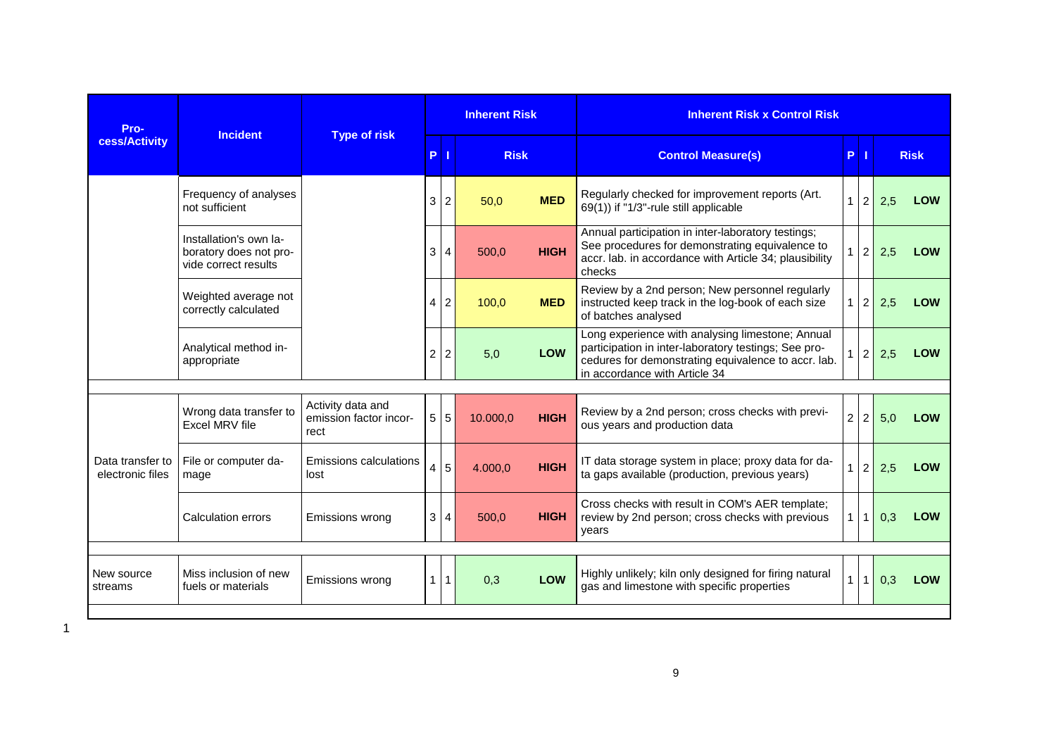| Process/Activity | Incident | Type of risk | Inherent Risk | | | | Inherent Risk x Control Risk | | | | |
|---|---|---|---|---|---|---|---|---|---|---|---|
| | | | P | I | Risk | | Control Measure(s) | P | I | Risk | |
| | Frequency of analyses not sufficient | | 3 | 2 | 50,0 | MED | Regularly checked for improvement reports (Art. 69(1)) if "1/3"-rule still applicable | 1 | 2 | 2,5 | LOW |
| | Installation's own laboratory does not provide correct results | | 3 | 4 | 500,0 | HIGH | Annual participation in inter-laboratory testings; See procedures for demonstrating equivalence to accr. lab. in accordance with Article 34; plausibility checks | 1 | 2 | 2,5 | LOW |
| | Weighted average not correctly calculated | | 4 | 2 | 100,0 | MED | Review by a 2nd person; New personnel regularly instructed keep track in the log-book of each size of batches analysed | 1 | 2 | 2,5 | LOW |
| | Analytical method inappropriate | | 2 | 2 | 5,0 | LOW | Long experience with analysing limestone; Annual participation in inter-laboratory testings; See procedures for demonstrating equivalence to accr. lab. in accordance with Article 34 | 1 | 2 | 2,5 | LOW |
| | | | | | | | | | | | |
| Data transfer to electronic files | Wrong data transfer to Excel MRV file | Activity data and emission factor incorrect | 5 | 5 | 10.000,0 | HIGH | Review by a 2nd person; cross checks with previous years and production data | 2 | 2 | 5,0 | LOW |
| | File or computer damage | Emissions calculations lost | 4 | 5 | 4.000,0 | HIGH | IT data storage system in place; proxy data for data gaps available (production, previous years) | 1 | 2 | 2,5 | LOW |
| | Calculation errors | Emissions wrong | 3 | 4 | 500,0 | HIGH | Cross checks with result in COM's AER template; review by 2nd person; cross checks with previous years | 1 | 1 | 0,3 | LOW |
| | | | | | | | | | | | |
| New source streams | Miss inclusion of new fuels or materials | Emissions wrong | 1 | 1 | 0,3 | LOW | Highly unlikely; kiln only designed for firing natural gas and limestone with specific properties | 1 | 1 | 0,3 | LOW |